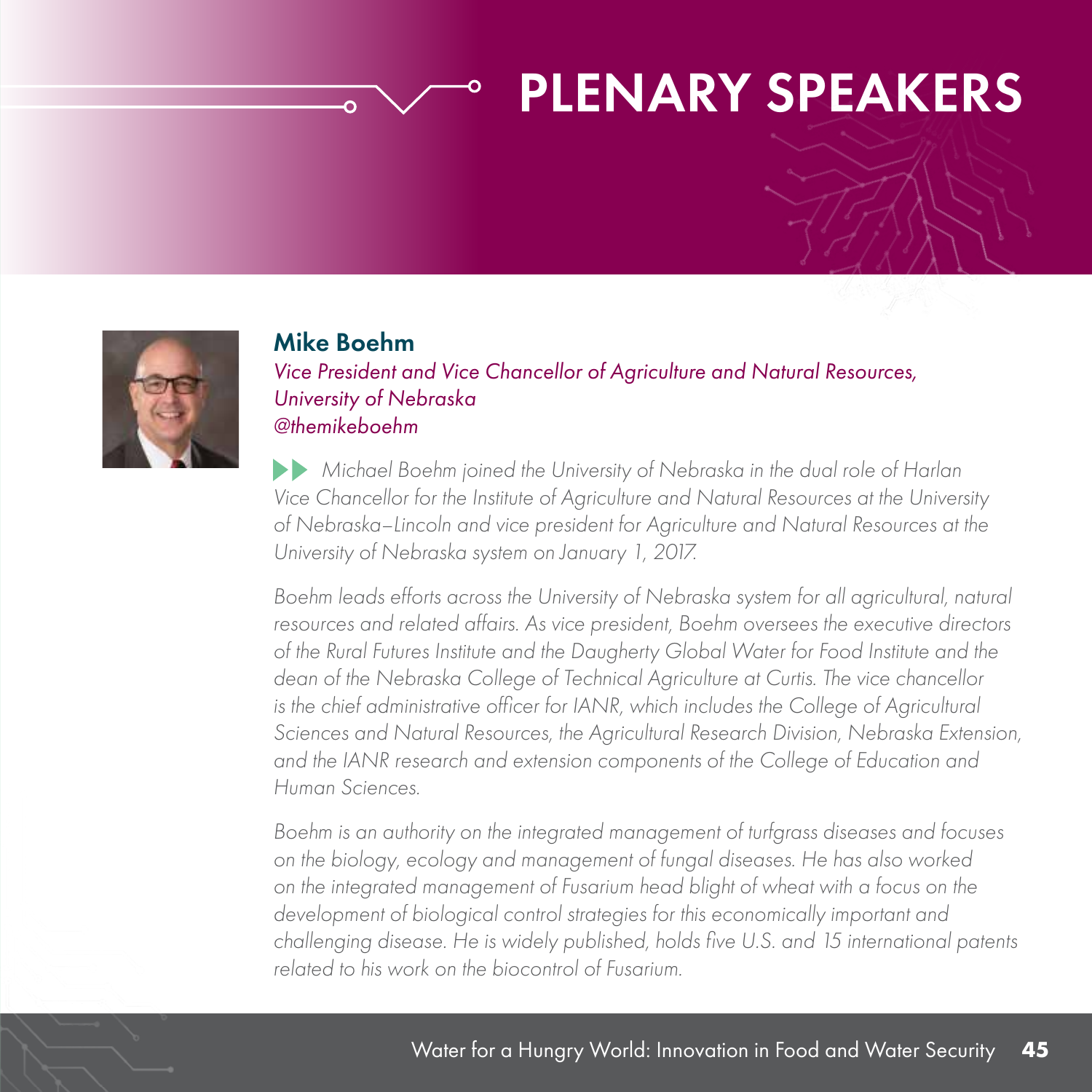# PLENARY SPEAKERS

## Mike Boehm

*Vice President and Vice Chancellor of Agriculture and Natural Resources, University of Nebraska*
*@themikeboehm*

*Michael Boehm joined the University of Nebraska in the dual role of Harlan Vice Chancellor for the Institute of Agriculture and Natural Resources at the University of Nebraska–Lincoln and vice president for Agriculture and Natural Resources at the University of Nebraska system on January 1, 2017.*

*Boehm leads efforts across the University of Nebraska system for all agricultural, natural resources and related affairs. As vice president, Boehm oversees the executive directors of the Rural Futures Institute and the Daugherty Global Water for Food Institute and the dean of the Nebraska College of Technical Agriculture at Curtis. The vice chancellor is the chief administrative officer for IANR, which includes the College of Agricultural Sciences and Natural Resources, the Agricultural Research Division, Nebraska Extension, and the IANR research and extension components of the College of Education and Human Sciences.*

*Boehm is an authority on the integrated management of turfgrass diseases and focuses on the biology, ecology and management of fungal diseases. He has also worked on the integrated management of Fusarium head blight of wheat with a focus on the development of biological control strategies for this economically important and challenging disease. He is widely published, holds five U.S. and 15 international patents related to his work on the biocontrol of Fusarium.*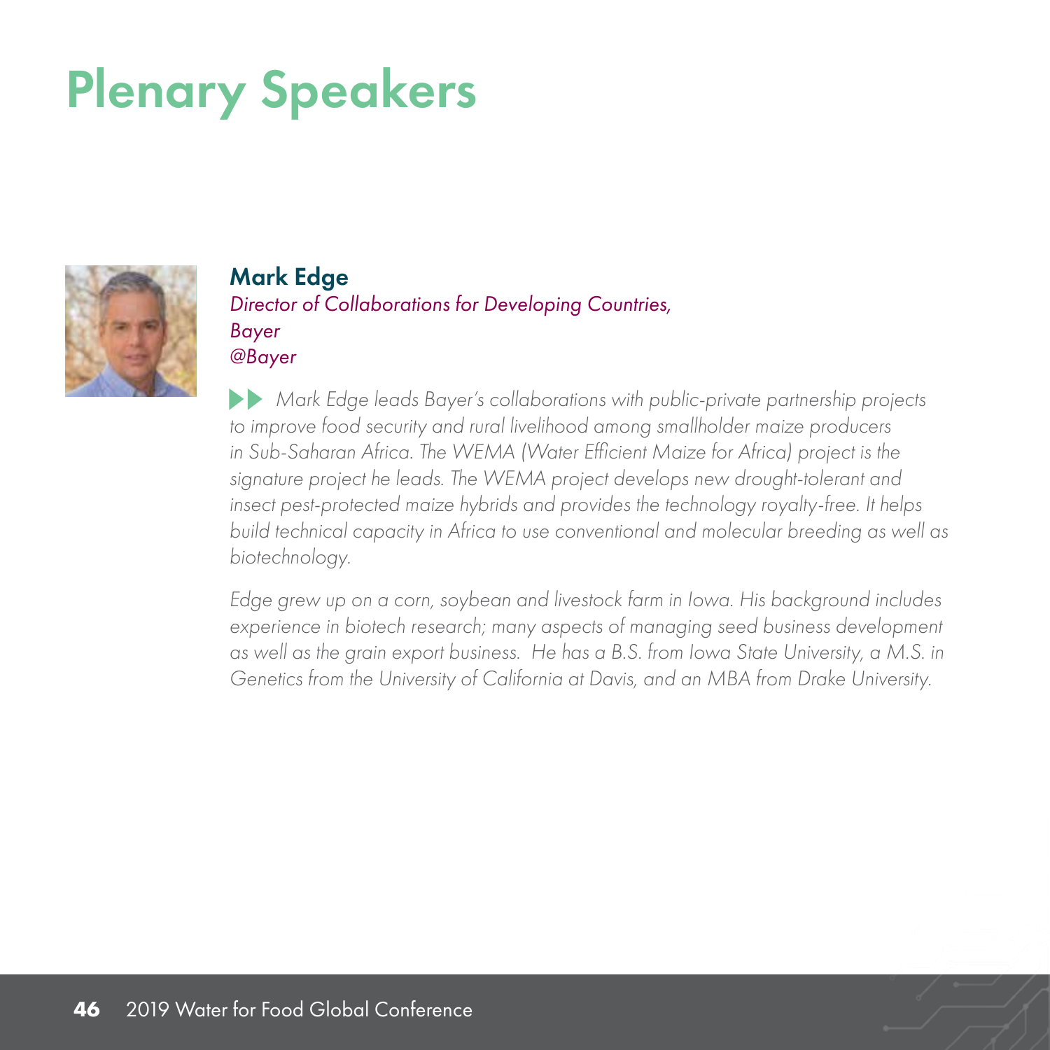# Plenary Speakers

## Mark Edge

*Director of Collaborations for Developing Countries, Bayer*
*@Bayer*

*Mark Edge leads Bayer's collaborations with public-private partnership projects to improve food security and rural livelihood among smallholder maize producers in Sub-Saharan Africa. The WEMA (Water Efficient Maize for Africa) project is the signature project he leads. The WEMA project develops new drought-tolerant and insect pest-protected maize hybrids and provides the technology royalty-free. It helps build technical capacity in Africa to use conventional and molecular breeding as well as biotechnology.*

*Edge grew up on a corn, soybean and livestock farm in Iowa. His background includes experience in biotech research; many aspects of managing seed business development as well as the grain export business. He has a B.S. from Iowa State University, a M.S. in Genetics from the University of California at Davis, and an MBA from Drake University.*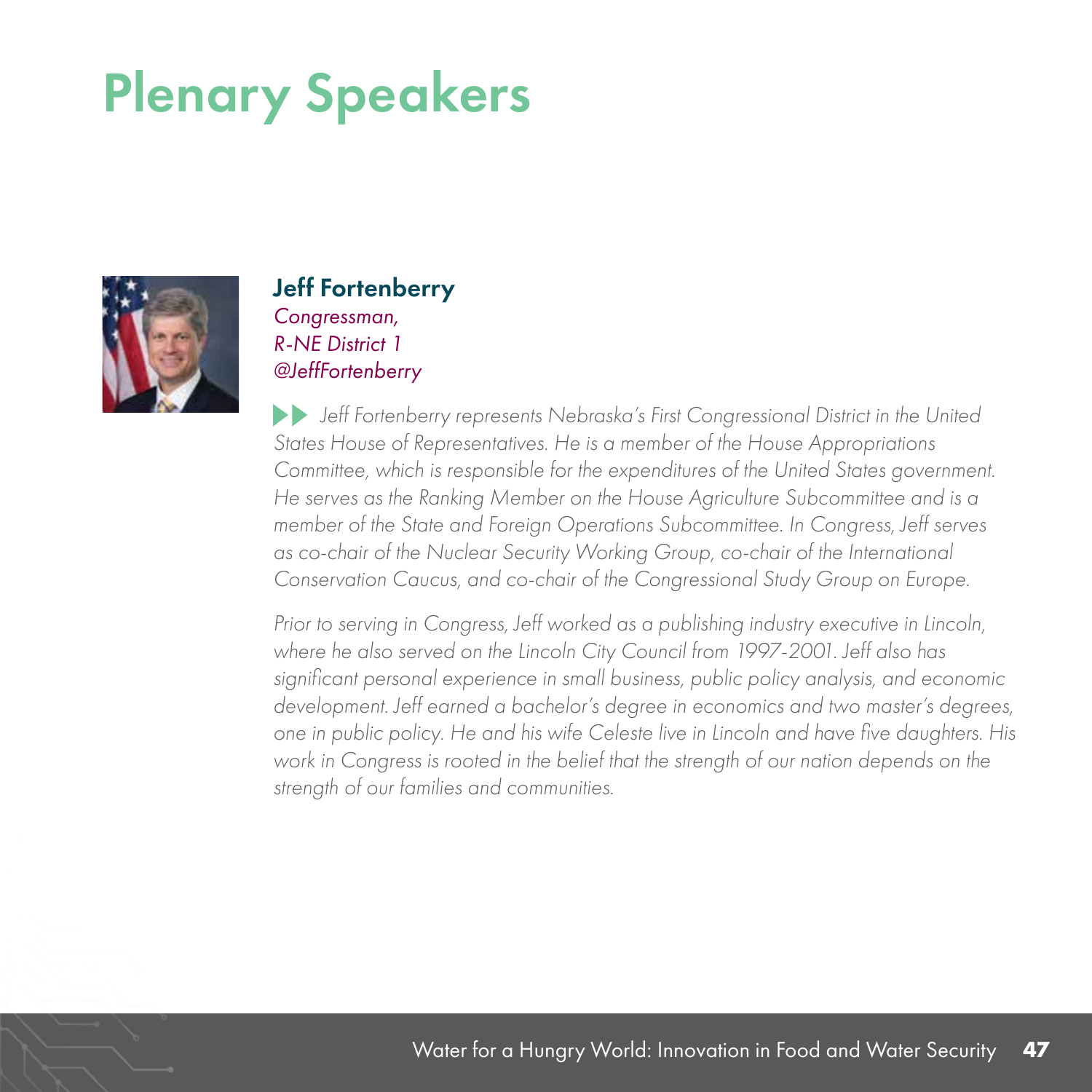# Plenary Speakers

## Jeff Fortenberry

*Congressman,*
*R-NE District 1*
*@JeffFortenberry*

*Jeff Fortenberry represents Nebraska's First Congressional District in the United States House of Representatives. He is a member of the House Appropriations Committee, which is responsible for the expenditures of the United States government. He serves as the Ranking Member on the House Agriculture Subcommittee and is a member of the State and Foreign Operations Subcommittee. In Congress, Jeff serves as co-chair of the Nuclear Security Working Group, co-chair of the International Conservation Caucus, and co-chair of the Congressional Study Group on Europe.*

*Prior to serving in Congress, Jeff worked as a publishing industry executive in Lincoln, where he also served on the Lincoln City Council from 1997-2001. Jeff also has significant personal experience in small business, public policy analysis, and economic development. Jeff earned a bachelor's degree in economics and two master's degrees, one in public policy. He and his wife Celeste live in Lincoln and have five daughters. His work in Congress is rooted in the belief that the strength of our nation depends on the strength of our families and communities.*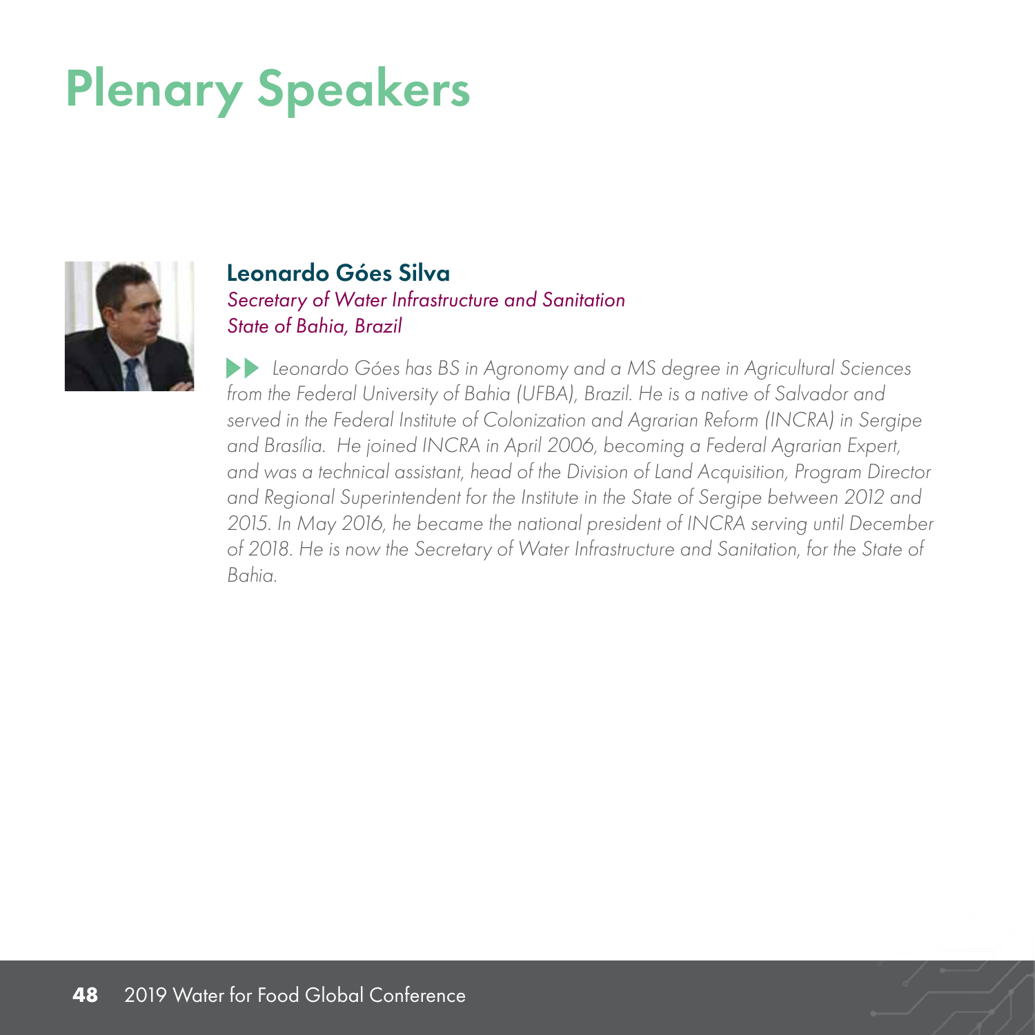# Plenary Speakers

## Leonardo Góes Silva

*Secretary of Water Infrastructure and Sanitation*
*State of Bahia, Brazil*

*Leonardo Góes has BS in Agronomy and a MS degree in Agricultural Sciences from the Federal University of Bahia (UFBA), Brazil. He is a native of Salvador and served in the Federal Institute of Colonization and Agrarian Reform (INCRA) in Sergipe and Brasília. He joined INCRA in April 2006, becoming a Federal Agrarian Expert, and was a technical assistant, head of the Division of Land Acquisition, Program Director and Regional Superintendent for the Institute in the State of Sergipe between 2012 and 2015. In May 2016, he became the national president of INCRA serving until December of 2018. He is now the Secretary of Water Infrastructure and Sanitation, for the State of Bahia.*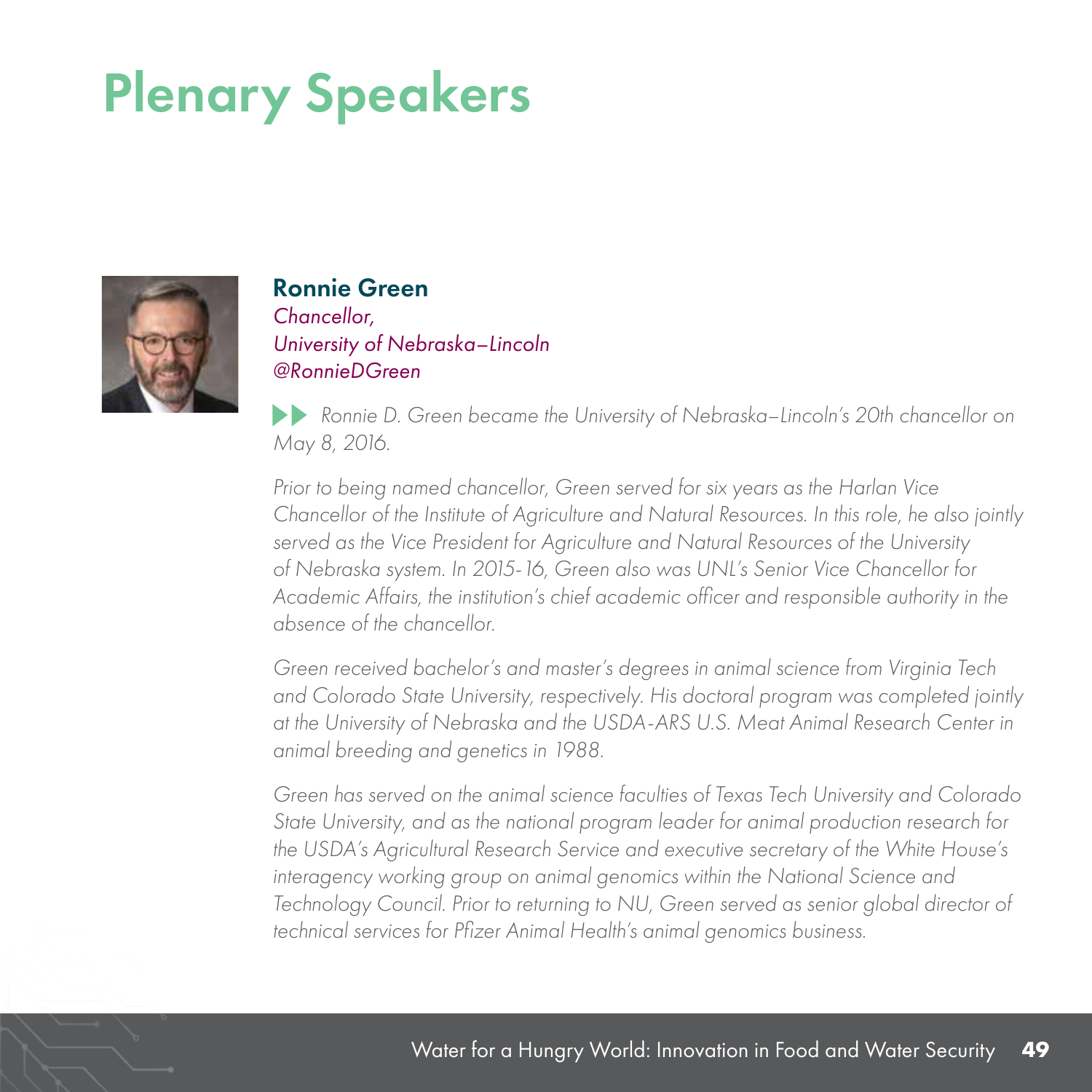# Plenary Speakers

### Ronnie Green

*Chancellor,*
*University of Nebraska–Lincoln*
*@RonnieDGreen*

*Ronnie D. Green became the University of Nebraska–Lincoln's 20th chancellor on May 8, 2016.*

*Prior to being named chancellor, Green served for six years as the Harlan Vice Chancellor of the Institute of Agriculture and Natural Resources. In this role, he also jointly served as the Vice President for Agriculture and Natural Resources of the University of Nebraska system. In 2015-16, Green also was UNL's Senior Vice Chancellor for Academic Affairs, the institution's chief academic officer and responsible authority in the absence of the chancellor.*

*Green received bachelor's and master's degrees in animal science from Virginia Tech and Colorado State University, respectively. His doctoral program was completed jointly at the University of Nebraska and the USDA-ARS U.S. Meat Animal Research Center in animal breeding and genetics in 1988.*

*Green has served on the animal science faculties of Texas Tech University and Colorado State University, and as the national program leader for animal production research for the USDA's Agricultural Research Service and executive secretary of the White House's interagency working group on animal genomics within the National Science and Technology Council. Prior to returning to NU, Green served as senior global director of technical services for Pfizer Animal Health's animal genomics business.*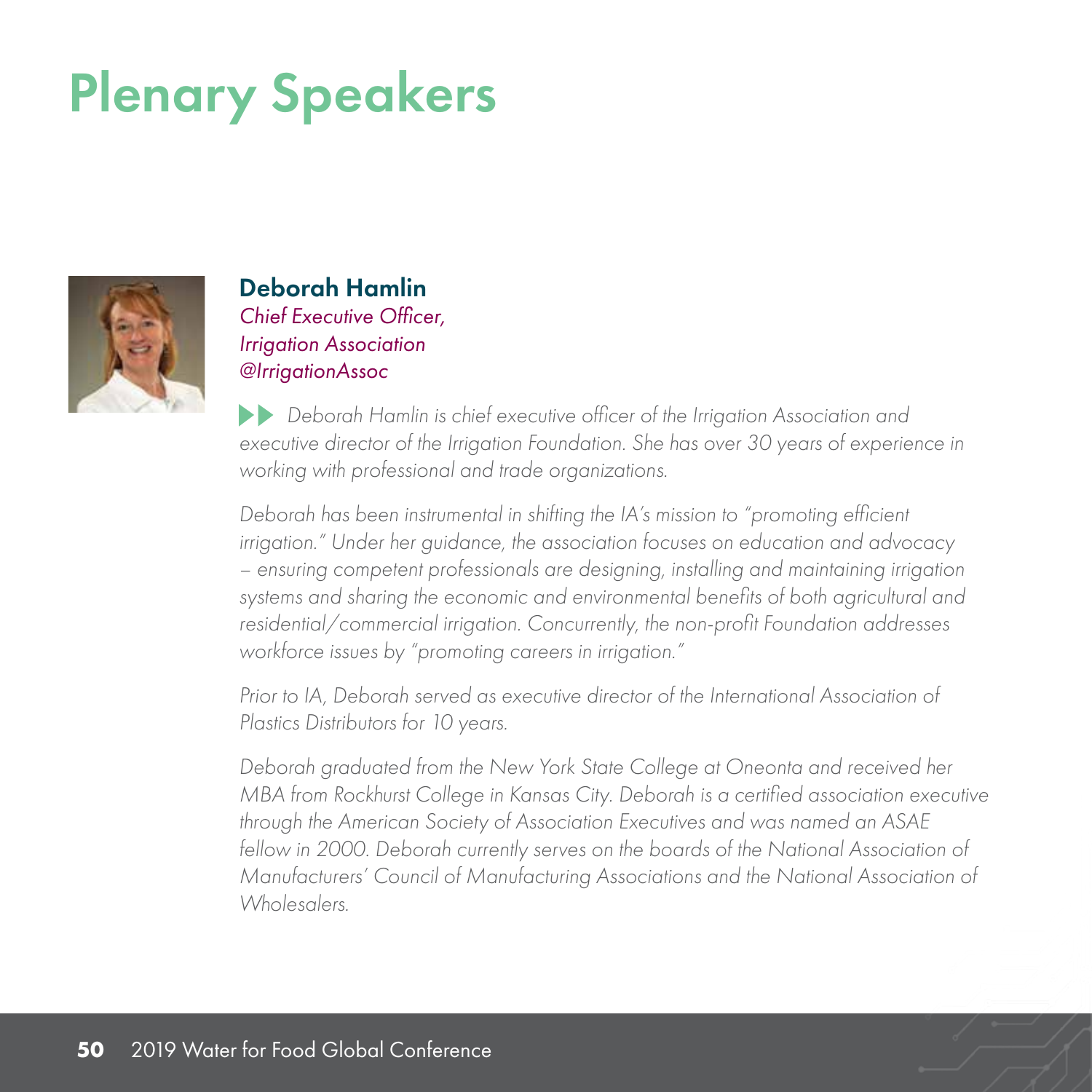# Plenary Speakers

## Deborah Hamlin

*Chief Executive Officer,*
*Irrigation Association*
*@IrrigationAssoc*

*Deborah Hamlin is chief executive officer of the Irrigation Association and executive director of the Irrigation Foundation. She has over 30 years of experience in working with professional and trade organizations.*

*Deborah has been instrumental in shifting the IA's mission to "promoting efficient irrigation." Under her guidance, the association focuses on education and advocacy – ensuring competent professionals are designing, installing and maintaining irrigation systems and sharing the economic and environmental benefits of both agricultural and residential/commercial irrigation. Concurrently, the non-profit Foundation addresses workforce issues by "promoting careers in irrigation."*

*Prior to IA, Deborah served as executive director of the International Association of Plastics Distributors for 10 years.*

*Deborah graduated from the New York State College at Oneonta and received her MBA from Rockhurst College in Kansas City. Deborah is a certified association executive through the American Society of Association Executives and was named an ASAE fellow in 2000. Deborah currently serves on the boards of the National Association of Manufacturers' Council of Manufacturing Associations and the National Association of Wholesalers.*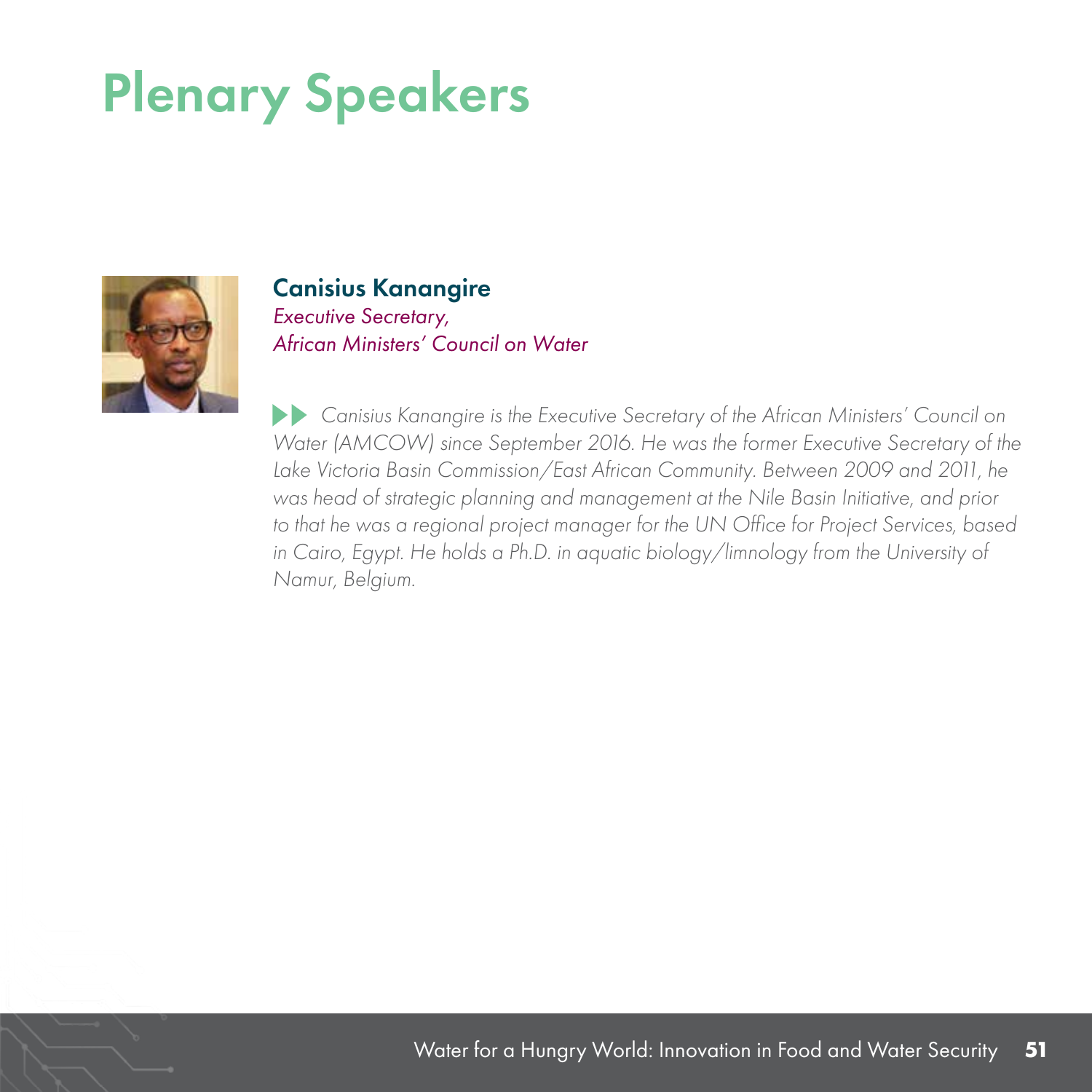# Plenary Speakers

**Canisius Kanangire**
*Executive Secretary,*
*African Ministers' Council on Water*

*Canisius Kanangire is the Executive Secretary of the African Ministers' Council on Water (AMCOW) since September 2016. He was the former Executive Secretary of the Lake Victoria Basin Commission/East African Community. Between 2009 and 2011, he was head of strategic planning and management at the Nile Basin Initiative, and prior to that he was a regional project manager for the UN Office for Project Services, based in Cairo, Egypt. He holds a Ph.D. in aquatic biology/limnology from the University of Namur, Belgium.*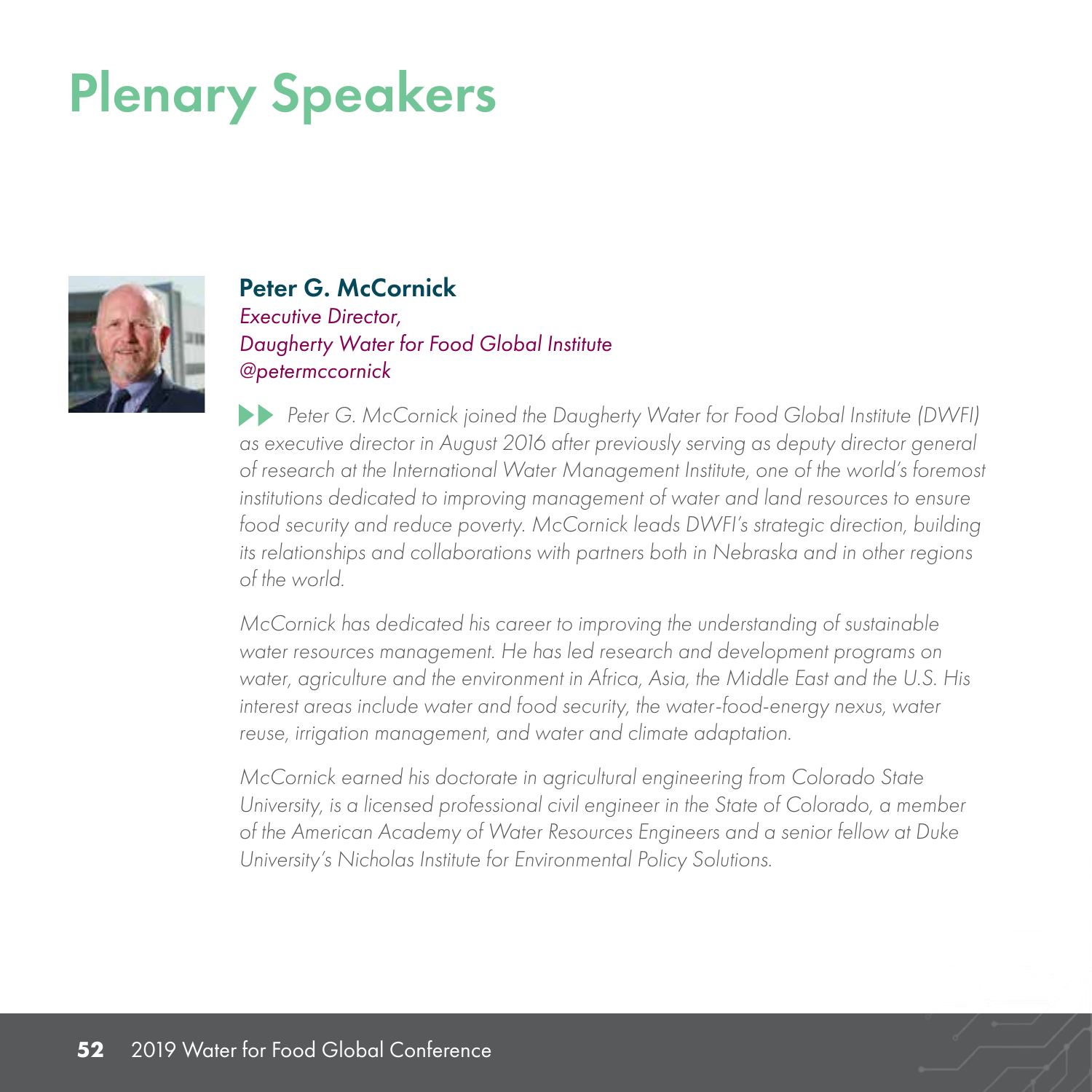# Plenary Speakers

## Peter G. McCornick

*Executive Director,*
*Daugherty Water for Food Global Institute*
*@petermccornick*

*Peter G. McCornick joined the Daugherty Water for Food Global Institute (DWFI) as executive director in August 2016 after previously serving as deputy director general of research at the International Water Management Institute, one of the world's foremost institutions dedicated to improving management of water and land resources to ensure food security and reduce poverty. McCornick leads DWFI's strategic direction, building its relationships and collaborations with partners both in Nebraska and in other regions of the world.*

*McCornick has dedicated his career to improving the understanding of sustainable water resources management. He has led research and development programs on water, agriculture and the environment in Africa, Asia, the Middle East and the U.S. His interest areas include water and food security, the water-food-energy nexus, water reuse, irrigation management, and water and climate adaptation.*

*McCornick earned his doctorate in agricultural engineering from Colorado State University, is a licensed professional civil engineer in the State of Colorado, a member of the American Academy of Water Resources Engineers and a senior fellow at Duke University's Nicholas Institute for Environmental Policy Solutions.*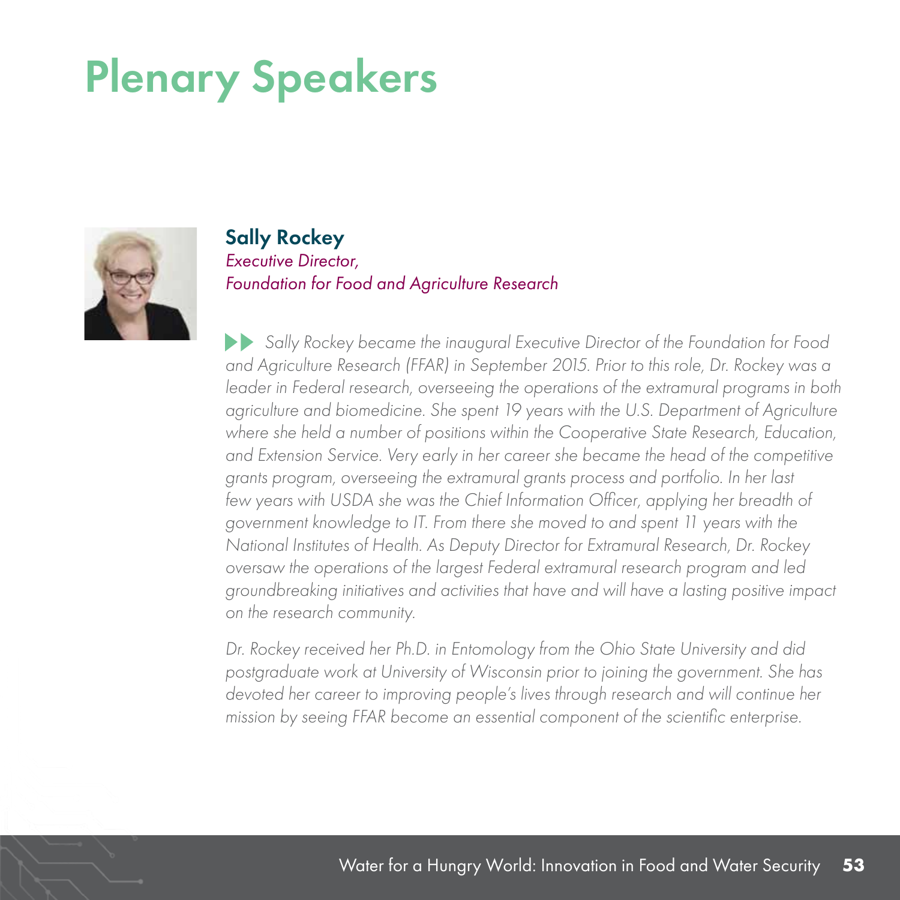# Plenary Speakers

## Sally Rockey

*Executive Director,*
*Foundation for Food and Agriculture Research*

*Sally Rockey became the inaugural Executive Director of the Foundation for Food and Agriculture Research (FFAR) in September 2015. Prior to this role, Dr. Rockey was a leader in Federal research, overseeing the operations of the extramural programs in both agriculture and biomedicine. She spent 19 years with the U.S. Department of Agriculture where she held a number of positions within the Cooperative State Research, Education, and Extension Service. Very early in her career she became the head of the competitive grants program, overseeing the extramural grants process and portfolio. In her last few years with USDA she was the Chief Information Officer, applying her breadth of government knowledge to IT. From there she moved to and spent 11 years with the National Institutes of Health. As Deputy Director for Extramural Research, Dr. Rockey oversaw the operations of the largest Federal extramural research program and led groundbreaking initiatives and activities that have and will have a lasting positive impact on the research community.*

*Dr. Rockey received her Ph.D. in Entomology from the Ohio State University and did postgraduate work at University of Wisconsin prior to joining the government. She has devoted her career to improving people's lives through research and will continue her mission by seeing FFAR become an essential component of the scientific enterprise.*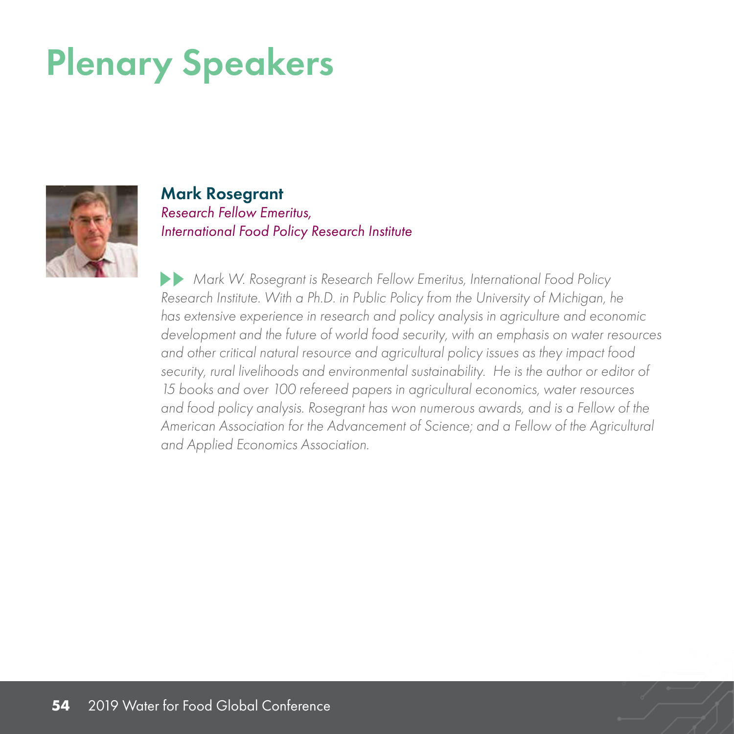# Plenary Speakers

## Mark Rosegrant

*Research Fellow Emeritus,*
*International Food Policy Research Institute*

*Mark W. Rosegrant is Research Fellow Emeritus, International Food Policy Research Institute. With a Ph.D. in Public Policy from the University of Michigan, he has extensive experience in research and policy analysis in agriculture and economic development and the future of world food security, with an emphasis on water resources and other critical natural resource and agricultural policy issues as they impact food security, rural livelihoods and environmental sustainability. He is the author or editor of 15 books and over 100 refereed papers in agricultural economics, water resources and food policy analysis. Rosegrant has won numerous awards, and is a Fellow of the American Association for the Advancement of Science; and a Fellow of the Agricultural and Applied Economics Association.*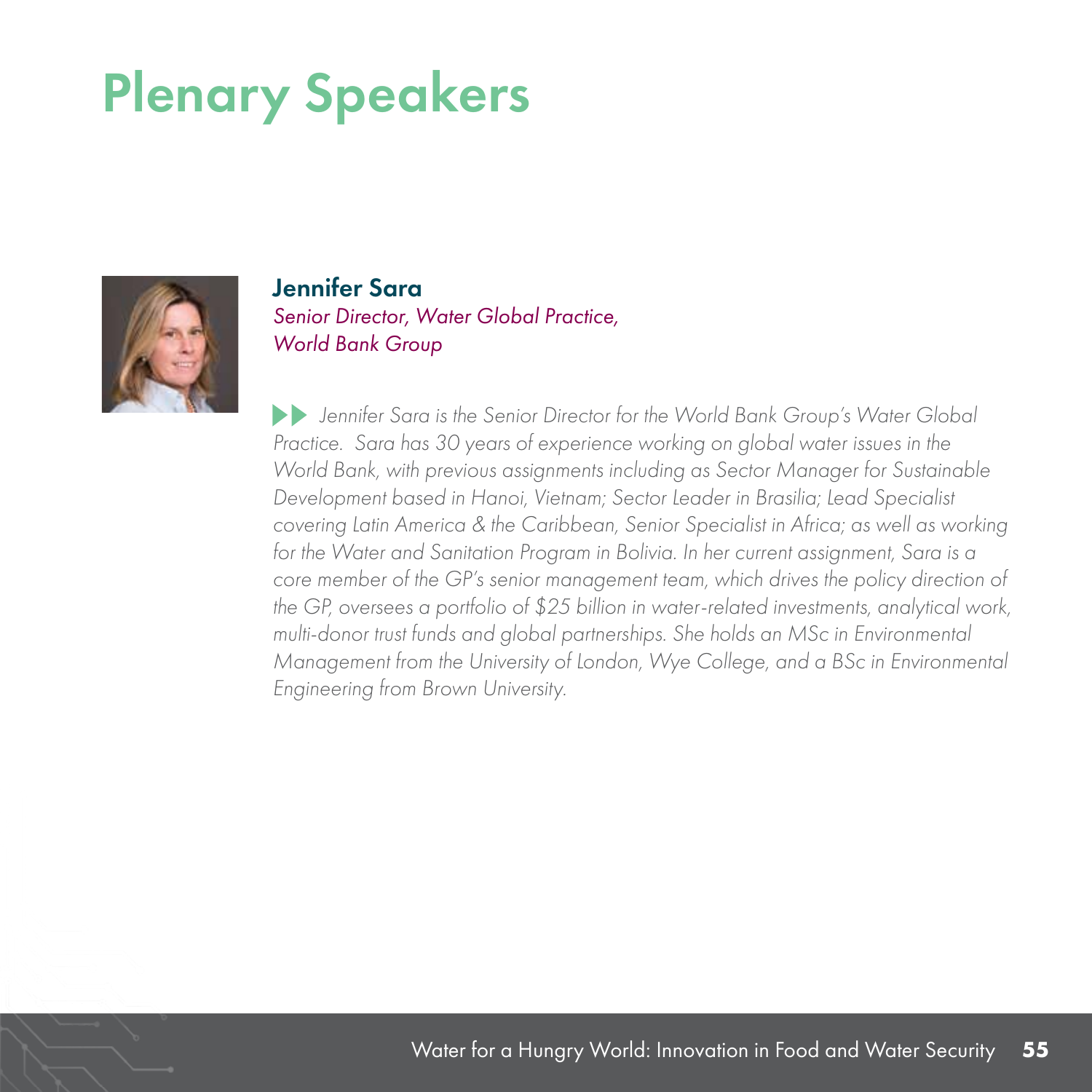# Plenary Speakers

## Jennifer Sara

*Senior Director, Water Global Practice, World Bank Group*

*Jennifer Sara is the Senior Director for the World Bank Group's Water Global Practice. Sara has 30 years of experience working on global water issues in the World Bank, with previous assignments including as Sector Manager for Sustainable Development based in Hanoi, Vietnam; Sector Leader in Brasilia; Lead Specialist covering Latin America & the Caribbean, Senior Specialist in Africa; as well as working for the Water and Sanitation Program in Bolivia. In her current assignment, Sara is a core member of the GP's senior management team, which drives the policy direction of the GP, oversees a portfolio of $25 billion in water-related investments, analytical work, multi-donor trust funds and global partnerships. She holds an MSc in Environmental Management from the University of London, Wye College, and a BSc in Environmental Engineering from Brown University.*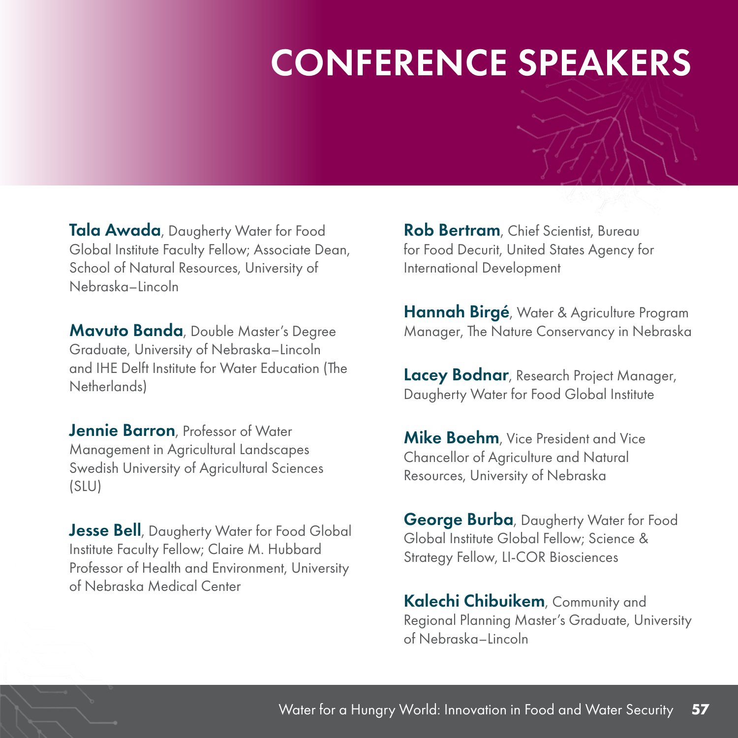# CONFERENCE SPEAKERS

**Tala Awada**, Daugherty Water for Food Global Institute Faculty Fellow; Associate Dean, School of Natural Resources, University of Nebraska–Lincoln

**Mavuto Banda**, Double Master's Degree Graduate, University of Nebraska–Lincoln and IHE Delft Institute for Water Education (The Netherlands)

**Jennie Barron**, Professor of Water Management in Agricultural Landscapes Swedish University of Agricultural Sciences (SLU)

**Jesse Bell**, Daugherty Water for Food Global Institute Faculty Fellow; Claire M. Hubbard Professor of Health and Environment, University of Nebraska Medical Center

**Rob Bertram**, Chief Scientist, Bureau for Food Decurit, United States Agency for International Development

**Hannah Birgé**, Water & Agriculture Program Manager, The Nature Conservancy in Nebraska

**Lacey Bodnar**, Research Project Manager, Daugherty Water for Food Global Institute

**Mike Boehm**, Vice President and Vice Chancellor of Agriculture and Natural Resources, University of Nebraska

**George Burba**, Daugherty Water for Food Global Institute Global Fellow; Science & Strategy Fellow, LI-COR Biosciences

**Kalechi Chibuikem**, Community and Regional Planning Master's Graduate, University of Nebraska–Lincoln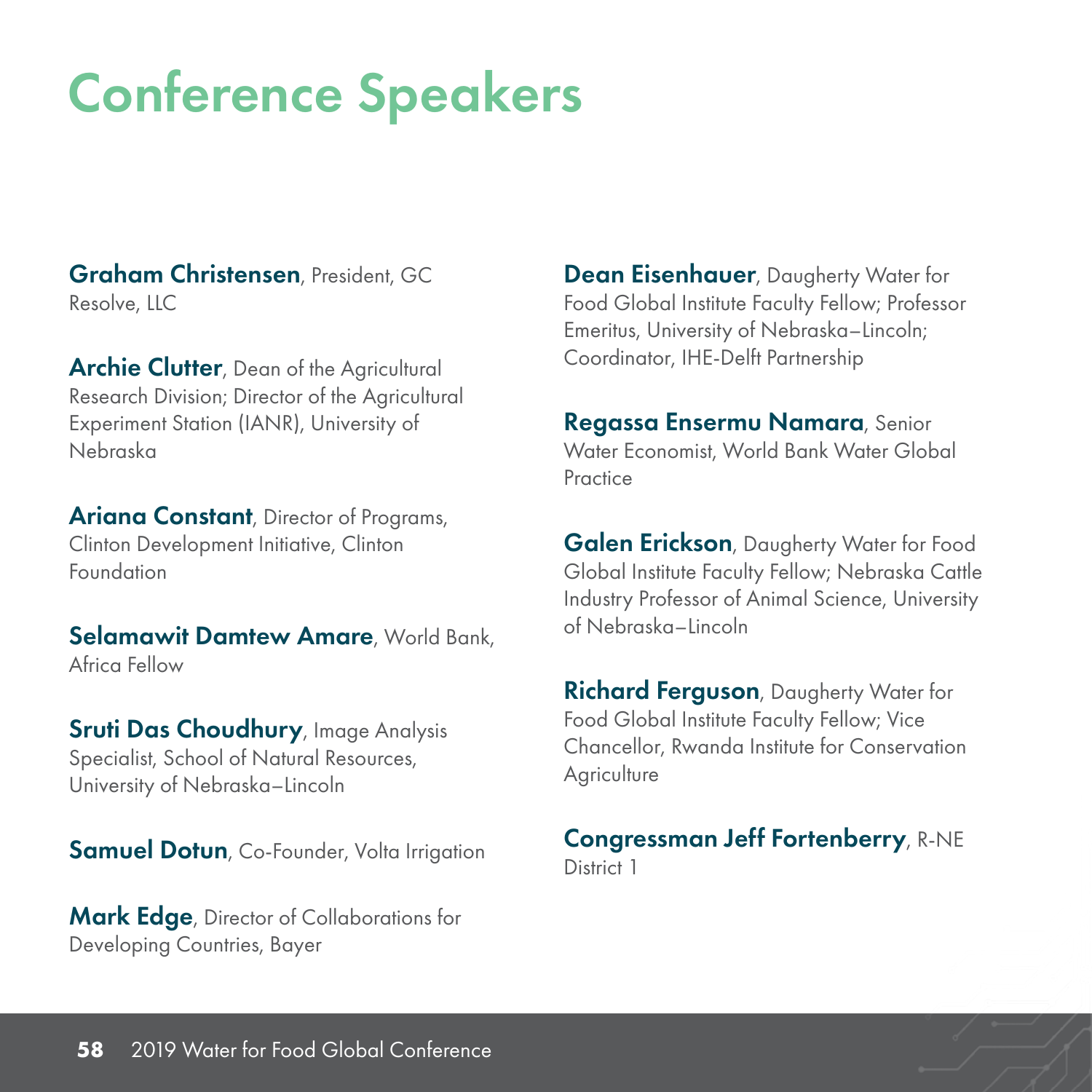# Conference Speakers

**Graham Christensen**, President, GC Resolve, LLC

**Archie Clutter**, Dean of the Agricultural Research Division; Director of the Agricultural Experiment Station (IANR), University of Nebraska

**Ariana Constant**, Director of Programs, Clinton Development Initiative, Clinton Foundation

**Selamawit Damtew Amare**, World Bank, Africa Fellow

**Sruti Das Choudhury**, Image Analysis Specialist, School of Natural Resources, University of Nebraska–Lincoln

**Samuel Dotun**, Co-Founder, Volta Irrigation

**Mark Edge**, Director of Collaborations for Developing Countries, Bayer

**Dean Eisenhauer**, Daugherty Water for Food Global Institute Faculty Fellow; Professor Emeritus, University of Nebraska–Lincoln; Coordinator, IHE-Delft Partnership

**Regassa Ensermu Namara**, Senior Water Economist, World Bank Water Global Practice

**Galen Erickson**, Daugherty Water for Food Global Institute Faculty Fellow; Nebraska Cattle Industry Professor of Animal Science, University of Nebraska–Lincoln

**Richard Ferguson**, Daugherty Water for Food Global Institute Faculty Fellow; Vice Chancellor, Rwanda Institute for Conservation Agriculture

**Congressman Jeff Fortenberry**, R-NE District 1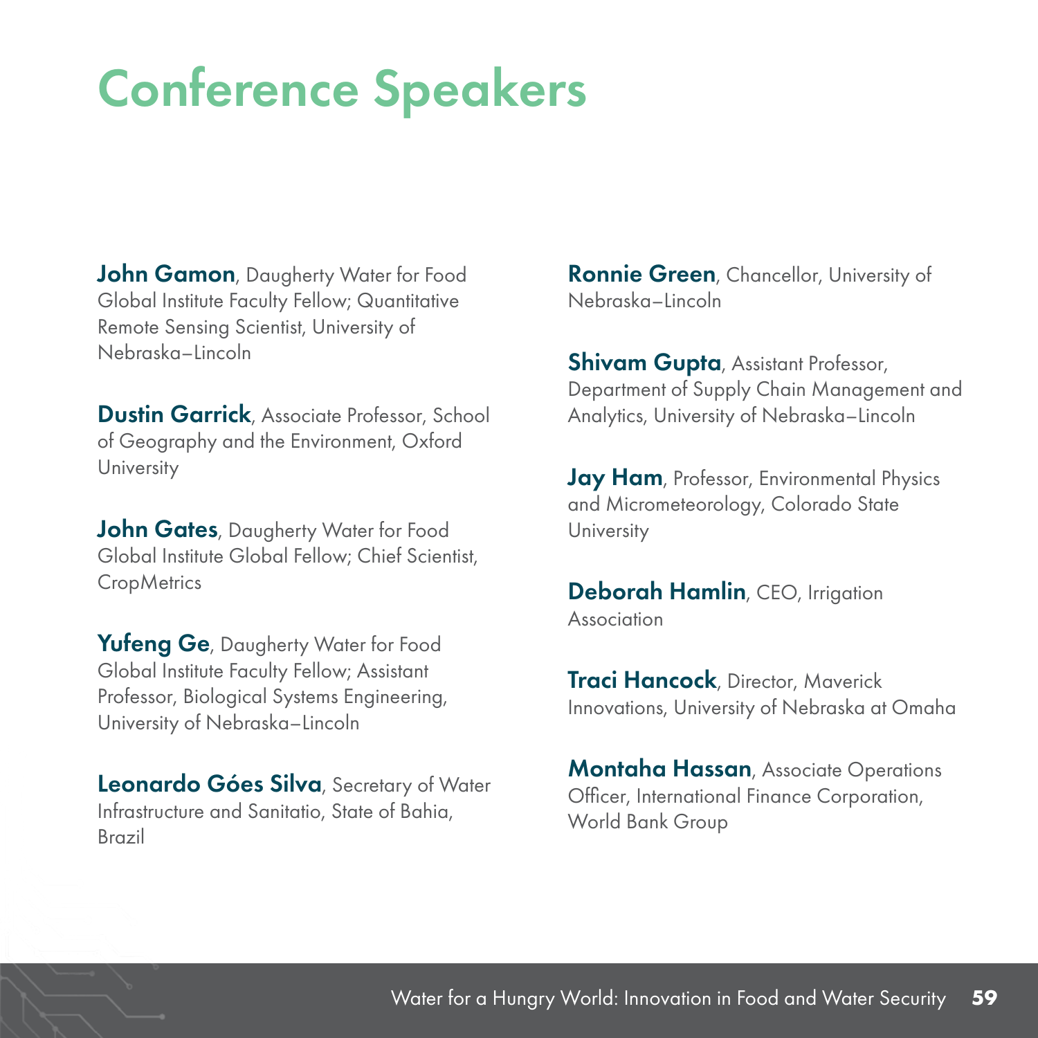# Conference Speakers

**John Gamon**, Daugherty Water for Food Global Institute Faculty Fellow; Quantitative Remote Sensing Scientist, University of Nebraska–Lincoln

**Dustin Garrick**, Associate Professor, School of Geography and the Environment, Oxford University

**John Gates**, Daugherty Water for Food Global Institute Global Fellow; Chief Scientist, CropMetrics

**Yufeng Ge**, Daugherty Water for Food Global Institute Faculty Fellow; Assistant Professor, Biological Systems Engineering, University of Nebraska–Lincoln

**Leonardo Góes Silva**, Secretary of Water Infrastructure and Sanitatio, State of Bahia, Brazil

**Ronnie Green**, Chancellor, University of Nebraska–Lincoln

**Shivam Gupta**, Assistant Professor, Department of Supply Chain Management and Analytics, University of Nebraska–Lincoln

**Jay Ham**, Professor, Environmental Physics and Micrometeorology, Colorado State University

**Deborah Hamlin**, CEO, Irrigation Association

**Traci Hancock**, Director, Maverick Innovations, University of Nebraska at Omaha

**Montaha Hassan**, Associate Operations Officer, International Finance Corporation, World Bank Group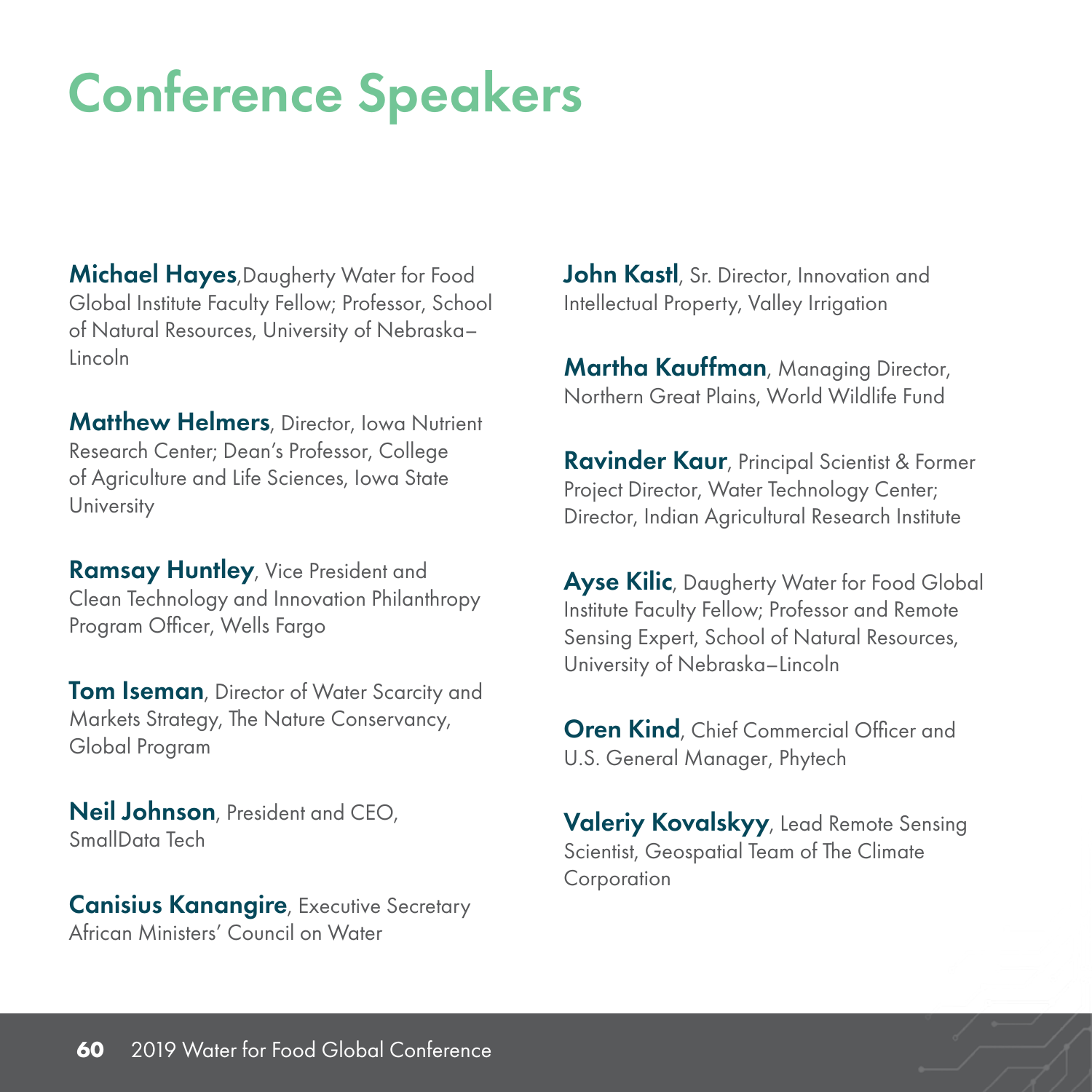# Conference Speakers

**Michael Hayes**,Daugherty Water for Food Global Institute Faculty Fellow; Professor, School of Natural Resources, University of Nebraska–Lincoln

**Matthew Helmers**, Director, Iowa Nutrient Research Center; Dean's Professor, College of Agriculture and Life Sciences, Iowa State University

**Ramsay Huntley**, Vice President and Clean Technology and Innovation Philanthropy Program Officer, Wells Fargo

**Tom Iseman**, Director of Water Scarcity and Markets Strategy, The Nature Conservancy, Global Program

**Neil Johnson**, President and CEO, SmallData Tech

**Canisius Kanangire**, Executive Secretary African Ministers' Council on Water

**John Kastl**, Sr. Director, Innovation and Intellectual Property, Valley Irrigation

**Martha Kauffman**, Managing Director, Northern Great Plains, World Wildlife Fund

**Ravinder Kaur**, Principal Scientist & Former Project Director, Water Technology Center; Director, Indian Agricultural Research Institute

**Ayse Kilic**, Daugherty Water for Food Global Institute Faculty Fellow; Professor and Remote Sensing Expert, School of Natural Resources, University of Nebraska–Lincoln

**Oren Kind**, Chief Commercial Officer and U.S. General Manager, Phytech

**Valeriy Kovalskyy**, Lead Remote Sensing Scientist, Geospatial Team of The Climate Corporation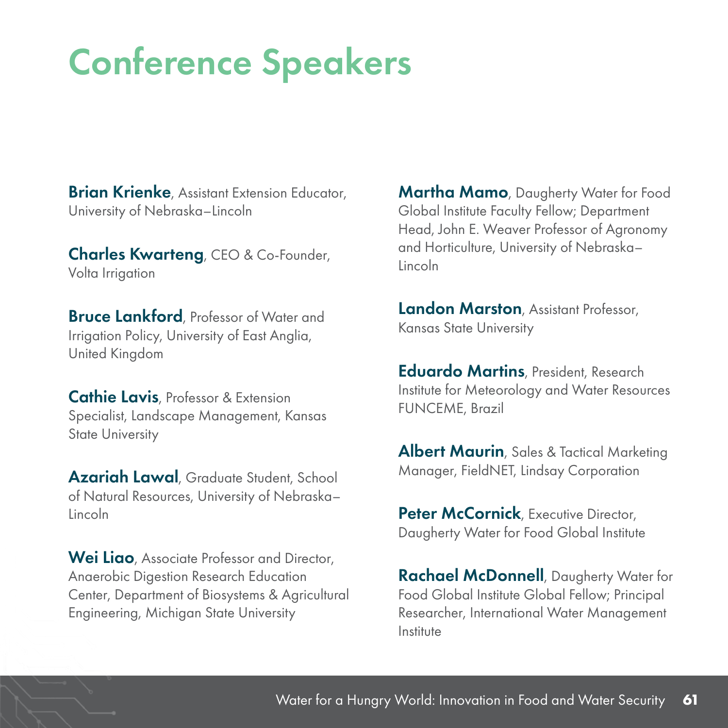# Conference Speakers

**Brian Krienke**, Assistant Extension Educator, University of Nebraska–Lincoln

**Charles Kwarteng**, CEO & Co-Founder, Volta Irrigation

**Bruce Lankford**, Professor of Water and Irrigation Policy, University of East Anglia, United Kingdom

**Cathie Lavis**, Professor & Extension Specialist, Landscape Management, Kansas State University

**Azariah Lawal**, Graduate Student, School of Natural Resources, University of Nebraska–Lincoln

**Wei Liao**, Associate Professor and Director, Anaerobic Digestion Research Education Center, Department of Biosystems & Agricultural Engineering, Michigan State University

**Martha Mamo**, Daugherty Water for Food Global Institute Faculty Fellow; Department Head, John E. Weaver Professor of Agronomy and Horticulture, University of Nebraska–Lincoln

**Landon Marston**, Assistant Professor, Kansas State University

**Eduardo Martins**, President, Research Institute for Meteorology and Water Resources FUNCEME, Brazil

**Albert Maurin**, Sales & Tactical Marketing Manager, FieldNET, Lindsay Corporation

**Peter McCornick**, Executive Director, Daugherty Water for Food Global Institute

**Rachael McDonnell**, Daugherty Water for Food Global Institute Global Fellow; Principal Researcher, International Water Management Institute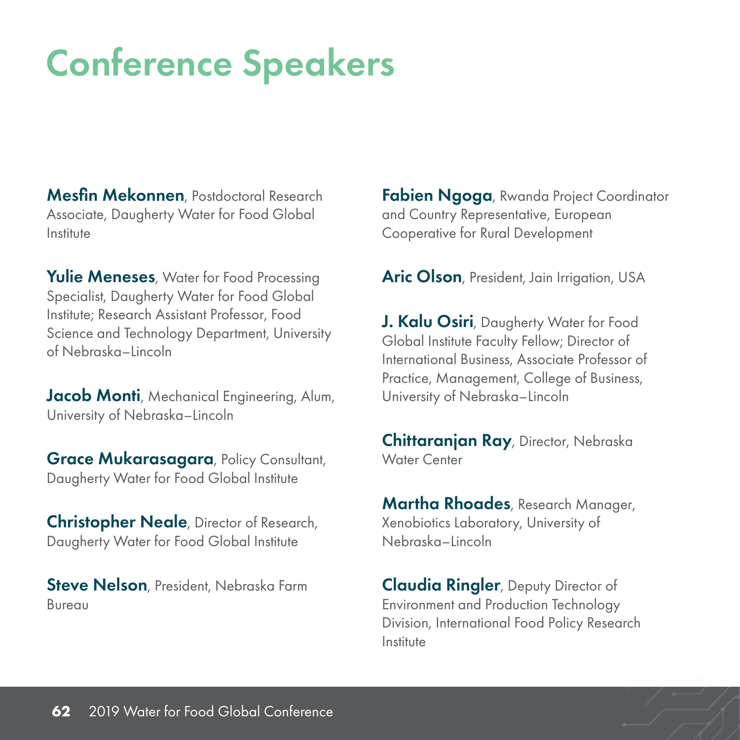# Conference Speakers

**Mesfin Mekonnen**, Postdoctoral Research Associate, Daugherty Water for Food Global Institute

**Yulie Meneses**, Water for Food Processing Specialist, Daugherty Water for Food Global Institute; Research Assistant Professor, Food Science and Technology Department, University of Nebraska–Lincoln

**Jacob Monti**, Mechanical Engineering, Alum, University of Nebraska–Lincoln

**Grace Mukarasagara**, Policy Consultant, Daugherty Water for Food Global Institute

**Christopher Neale**, Director of Research, Daugherty Water for Food Global Institute

**Steve Nelson**, President, Nebraska Farm Bureau

**Fabien Ngoga**, Rwanda Project Coordinator and Country Representative, European Cooperative for Rural Development

**Aric Olson**, President, Jain Irrigation, USA

**J. Kalu Osiri**, Daugherty Water for Food Global Institute Faculty Fellow; Director of International Business, Associate Professor of Practice, Management, College of Business, University of Nebraska–Lincoln

**Chittaranjan Ray**, Director, Nebraska Water Center

**Martha Rhoades**, Research Manager, Xenobiotics Laboratory, University of Nebraska–Lincoln

**Claudia Ringler**, Deputy Director of Environment and Production Technology Division, International Food Policy Research Institute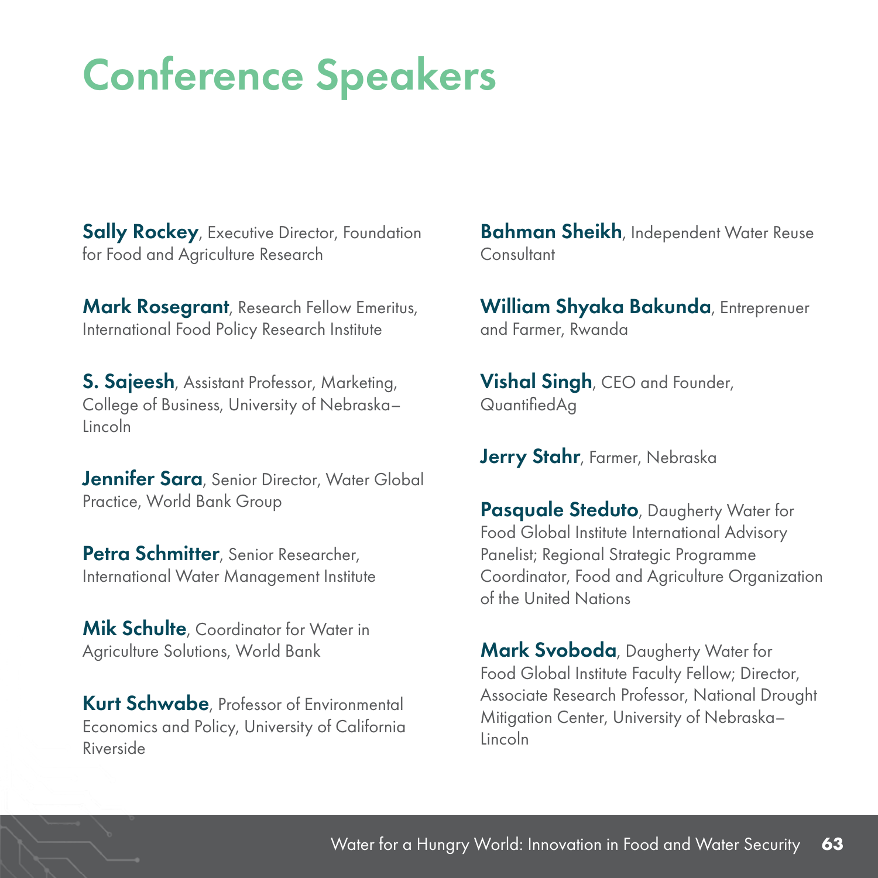# Conference Speakers

**Sally Rockey**, Executive Director, Foundation for Food and Agriculture Research

**Mark Rosegrant**, Research Fellow Emeritus, International Food Policy Research Institute

**S. Sajeesh**, Assistant Professor, Marketing, College of Business, University of Nebraska–Lincoln

**Jennifer Sara**, Senior Director, Water Global Practice, World Bank Group

**Petra Schmitter**, Senior Researcher, International Water Management Institute

**Mik Schulte**, Coordinator for Water in Agriculture Solutions, World Bank

**Kurt Schwabe**, Professor of Environmental Economics and Policy, University of California Riverside

**Bahman Sheikh**, Independent Water Reuse Consultant

**William Shyaka Bakunda**, Entreprenuer and Farmer, Rwanda

**Vishal Singh**, CEO and Founder, QuantifiedAg

**Jerry Stahr**, Farmer, Nebraska

**Pasquale Steduto**, Daugherty Water for Food Global Institute International Advisory Panelist; Regional Strategic Programme Coordinator, Food and Agriculture Organization of the United Nations

**Mark Svoboda**, Daugherty Water for Food Global Institute Faculty Fellow; Director, Associate Research Professor, National Drought Mitigation Center, University of Nebraska–Lincoln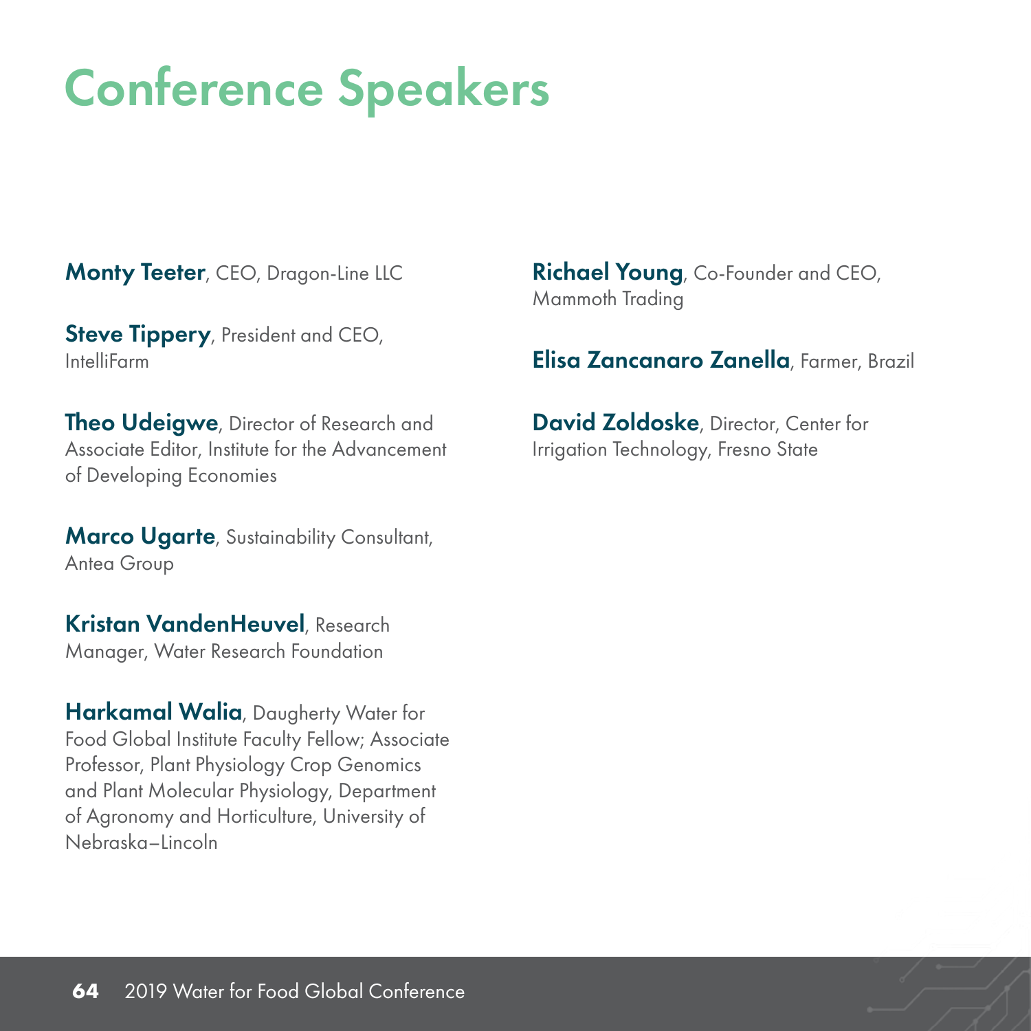# Conference Speakers

**Monty Teeter**, CEO, Dragon-Line LLC

**Steve Tippery**, President and CEO, IntelliFarm

**Theo Udeigwe**, Director of Research and Associate Editor, Institute for the Advancement of Developing Economies

**Marco Ugarte**, Sustainability Consultant, Antea Group

**Kristan VandenHeuvel**, Research Manager, Water Research Foundation

**Harkamal Walia**, Daugherty Water for Food Global Institute Faculty Fellow; Associate Professor, Plant Physiology Crop Genomics and Plant Molecular Physiology, Department of Agronomy and Horticulture, University of Nebraska–Lincoln

**Richael Young**, Co-Founder and CEO, Mammoth Trading

**Elisa Zancanaro Zanella**, Farmer, Brazil

**David Zoldoske**, Director, Center for Irrigation Technology, Fresno State